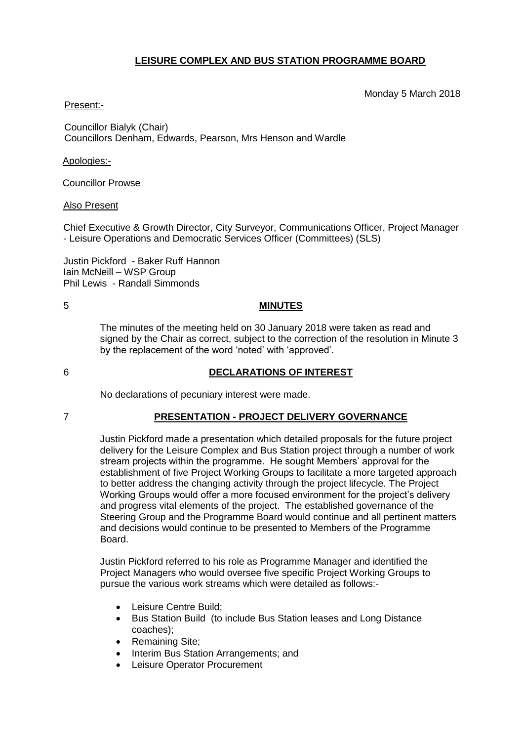# LEISURE COMPLEX AND BUS STATION PROGRAMME BOARD

Monday 5 March 2018

Present:-

Councillor Bialyk (Chair)
Councillors Denham, Edwards, Pearson, Mrs Henson and Wardle

Apologies:-

Councillor Prowse

Also Present

Chief Executive & Growth Director, City Surveyor, Communications Officer, Project Manager - Leisure Operations and Democratic Services Officer (Committees) (SLS)

Justin Pickford - Baker Ruff Hannon
Iain McNeill – WSP Group
Phil Lewis - Randall Simmonds

## 5 MINUTES

The minutes of the meeting held on 30 January 2018 were taken as read and signed by the Chair as correct, subject to the correction of the resolution in Minute 3 by the replacement of the word 'noted' with 'approved'.

## 6 DECLARATIONS OF INTEREST

No declarations of pecuniary interest were made.

## 7 PRESENTATION - PROJECT DELIVERY GOVERNANCE

Justin Pickford made a presentation which detailed proposals for the future project delivery for the Leisure Complex and Bus Station project through a number of work stream projects within the programme. He sought Members' approval for the establishment of five Project Working Groups to facilitate a more targeted approach to better address the changing activity through the project lifecycle. The Project Working Groups would offer a more focused environment for the project's delivery and progress vital elements of the project. The established governance of the Steering Group and the Programme Board would continue and all pertinent matters and decisions would continue to be presented to Members of the Programme Board.

Justin Pickford referred to his role as Programme Manager and identified the Project Managers who would oversee five specific Project Working Groups to pursue the various work streams which were detailed as follows:-

- Leisure Centre Build;
- Bus Station Build (to include Bus Station leases and Long Distance coaches);
- Remaining Site;
- Interim Bus Station Arrangements; and
- Leisure Operator Procurement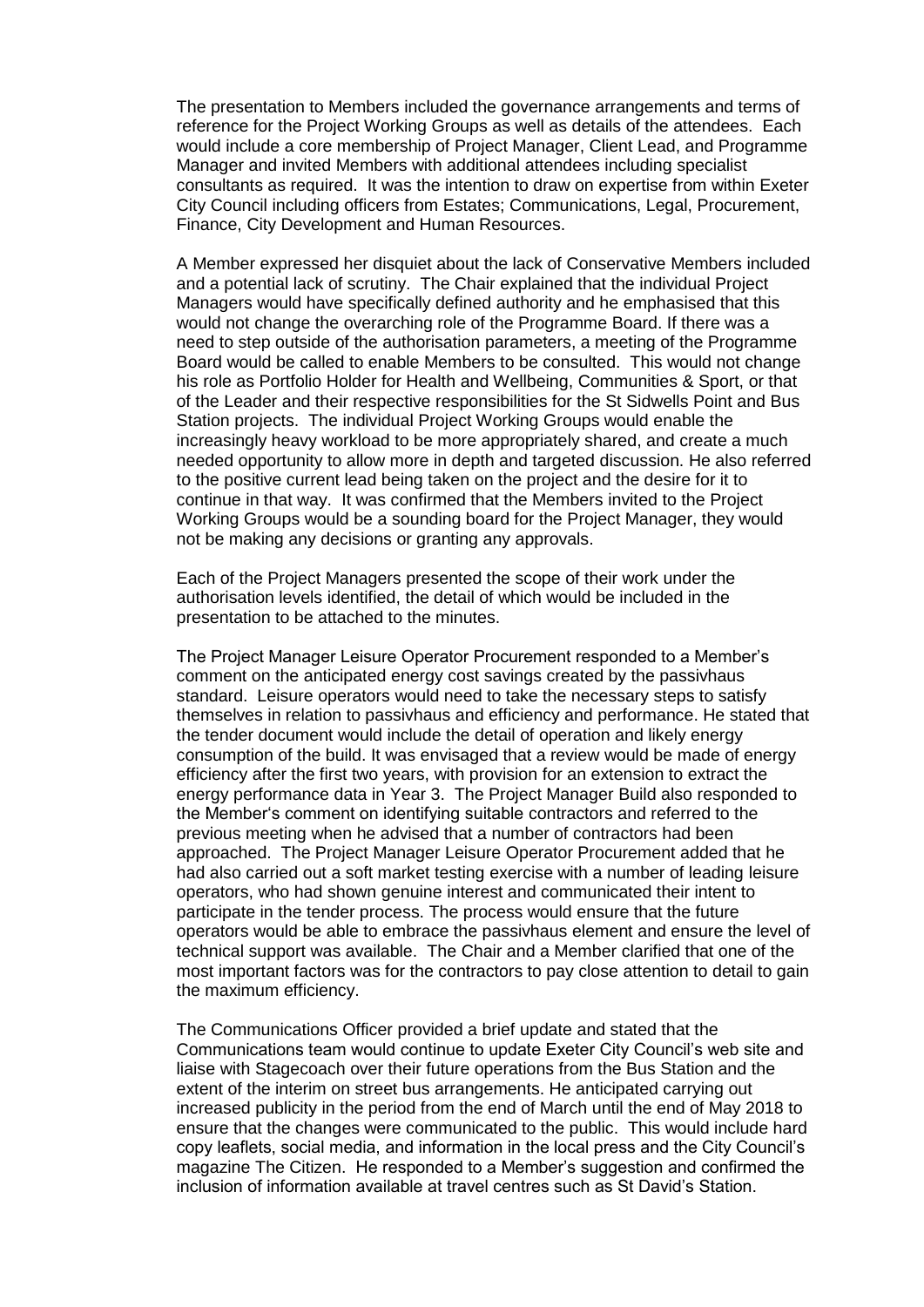The presentation to Members included the governance arrangements and terms of reference for the Project Working Groups as well as details of the attendees. Each would include a core membership of Project Manager, Client Lead, and Programme Manager and invited Members with additional attendees including specialist consultants as required. It was the intention to draw on expertise from within Exeter City Council including officers from Estates; Communications, Legal, Procurement, Finance, City Development and Human Resources.

A Member expressed her disquiet about the lack of Conservative Members included and a potential lack of scrutiny. The Chair explained that the individual Project Managers would have specifically defined authority and he emphasised that this would not change the overarching role of the Programme Board. If there was a need to step outside of the authorisation parameters, a meeting of the Programme Board would be called to enable Members to be consulted. This would not change his role as Portfolio Holder for Health and Wellbeing, Communities & Sport, or that of the Leader and their respective responsibilities for the St Sidwells Point and Bus Station projects. The individual Project Working Groups would enable the increasingly heavy workload to be more appropriately shared, and create a much needed opportunity to allow more in depth and targeted discussion. He also referred to the positive current lead being taken on the project and the desire for it to continue in that way. It was confirmed that the Members invited to the Project Working Groups would be a sounding board for the Project Manager, they would not be making any decisions or granting any approvals.

Each of the Project Managers presented the scope of their work under the authorisation levels identified, the detail of which would be included in the presentation to be attached to the minutes.

The Project Manager Leisure Operator Procurement responded to a Member's comment on the anticipated energy cost savings created by the passivhaus standard. Leisure operators would need to take the necessary steps to satisfy themselves in relation to passivhaus and efficiency and performance. He stated that the tender document would include the detail of operation and likely energy consumption of the build. It was envisaged that a review would be made of energy efficiency after the first two years, with provision for an extension to extract the energy performance data in Year 3. The Project Manager Build also responded to the Member's comment on identifying suitable contractors and referred to the previous meeting when he advised that a number of contractors had been approached. The Project Manager Leisure Operator Procurement added that he had also carried out a soft market testing exercise with a number of leading leisure operators, who had shown genuine interest and communicated their intent to participate in the tender process. The process would ensure that the future operators would be able to embrace the passivhaus element and ensure the level of technical support was available. The Chair and a Member clarified that one of the most important factors was for the contractors to pay close attention to detail to gain the maximum efficiency.

The Communications Officer provided a brief update and stated that the Communications team would continue to update Exeter City Council's web site and liaise with Stagecoach over their future operations from the Bus Station and the extent of the interim on street bus arrangements. He anticipated carrying out increased publicity in the period from the end of March until the end of May 2018 to ensure that the changes were communicated to the public. This would include hard copy leaflets, social media, and information in the local press and the City Council's magazine The Citizen. He responded to a Member's suggestion and confirmed the inclusion of information available at travel centres such as St David's Station.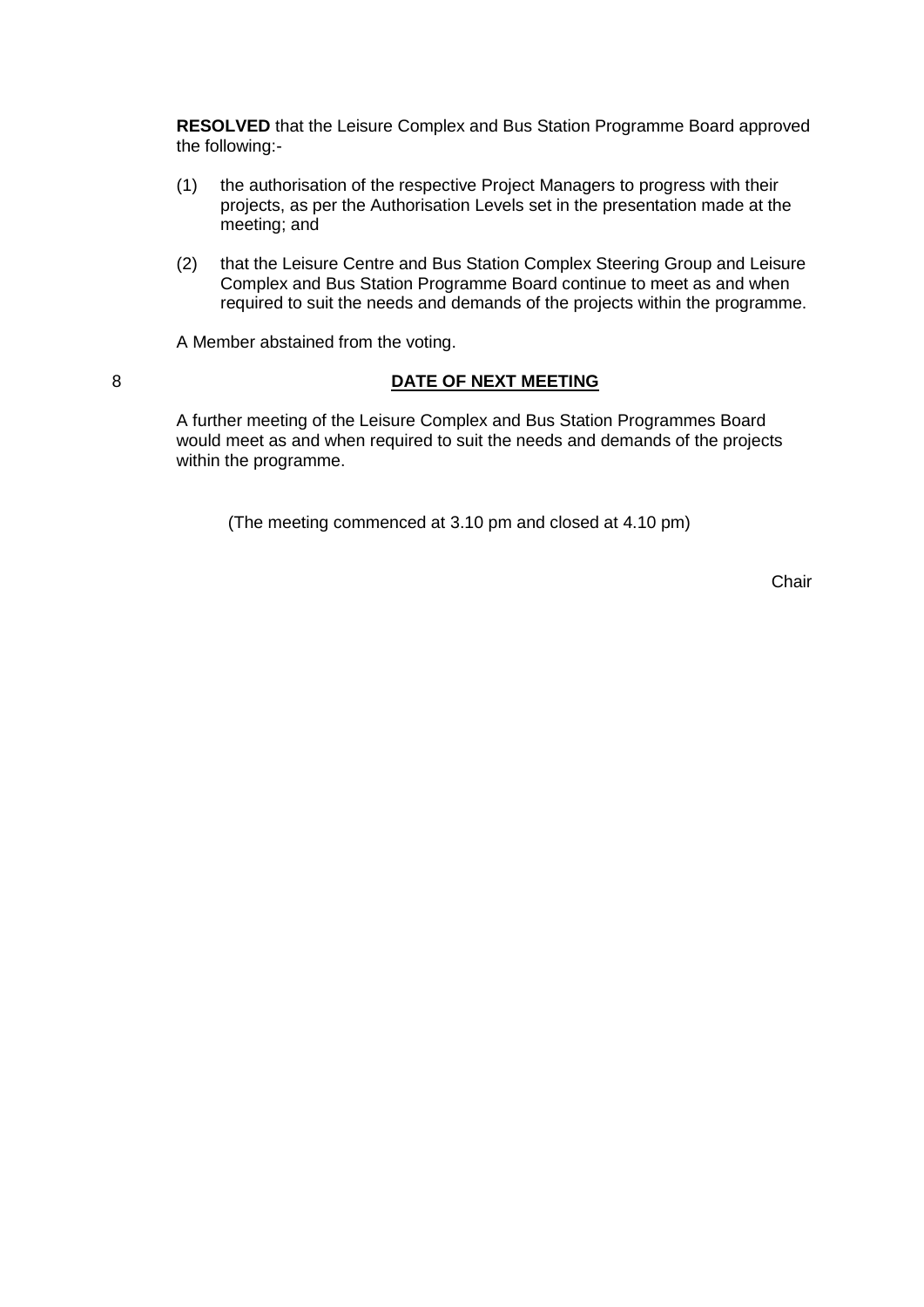**RESOLVED** that the Leisure Complex and Bus Station Programme Board approved the following:-

(1) the authorisation of the respective Project Managers to progress with their projects, as per the Authorisation Levels set in the presentation made at the meeting; and

(2) that the Leisure Centre and Bus Station Complex Steering Group and Leisure Complex and Bus Station Programme Board continue to meet as and when required to suit the needs and demands of the projects within the programme.

A Member abstained from the voting.

## 8 DATE OF NEXT MEETING

A further meeting of the Leisure Complex and Bus Station Programmes Board would meet as and when required to suit the needs and demands of the projects within the programme.

(The meeting commenced at 3.10 pm and closed at 4.10 pm)

Chair